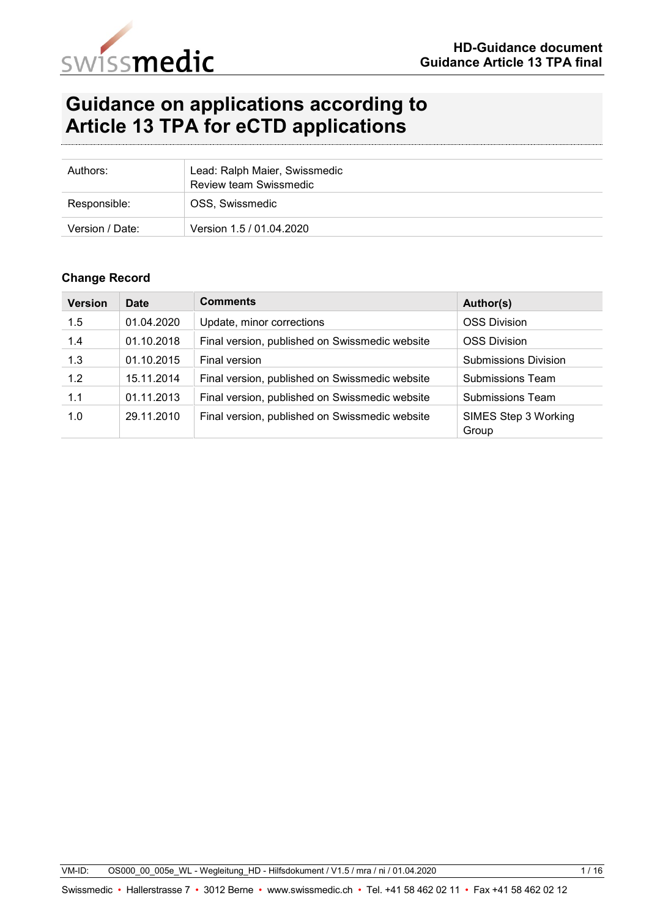# Guidance on applications according to Article 13 TPA for eCTD applications

| | |
|---|---|
| Authors: | Lead: Ralph Maier, Swissmedic<br>Review team Swissmedic |
| Responsible: | OSS, Swissmedic |
| Version / Date: | Version 1.5 / 01.04.2020 |

### Change Record

| Version | Date | Comments | Author(s) |
|---|---|---|---|
| 1.5 | 01.04.2020 | Update, minor corrections | OSS Division |
| 1.4 | 01.10.2018 | Final version, published on Swissmedic website | OSS Division |
| 1.3 | 01.10.2015 | Final version | Submissions Division |
| 1.2 | 15.11.2014 | Final version, published on Swissmedic website | Submissions Team |
| 1.1 | 01.11.2013 | Final version, published on Swissmedic website | Submissions Team |
| 1.0 | 29.11.2010 | Final version, published on Swissmedic website | SIMES Step 3 Working Group |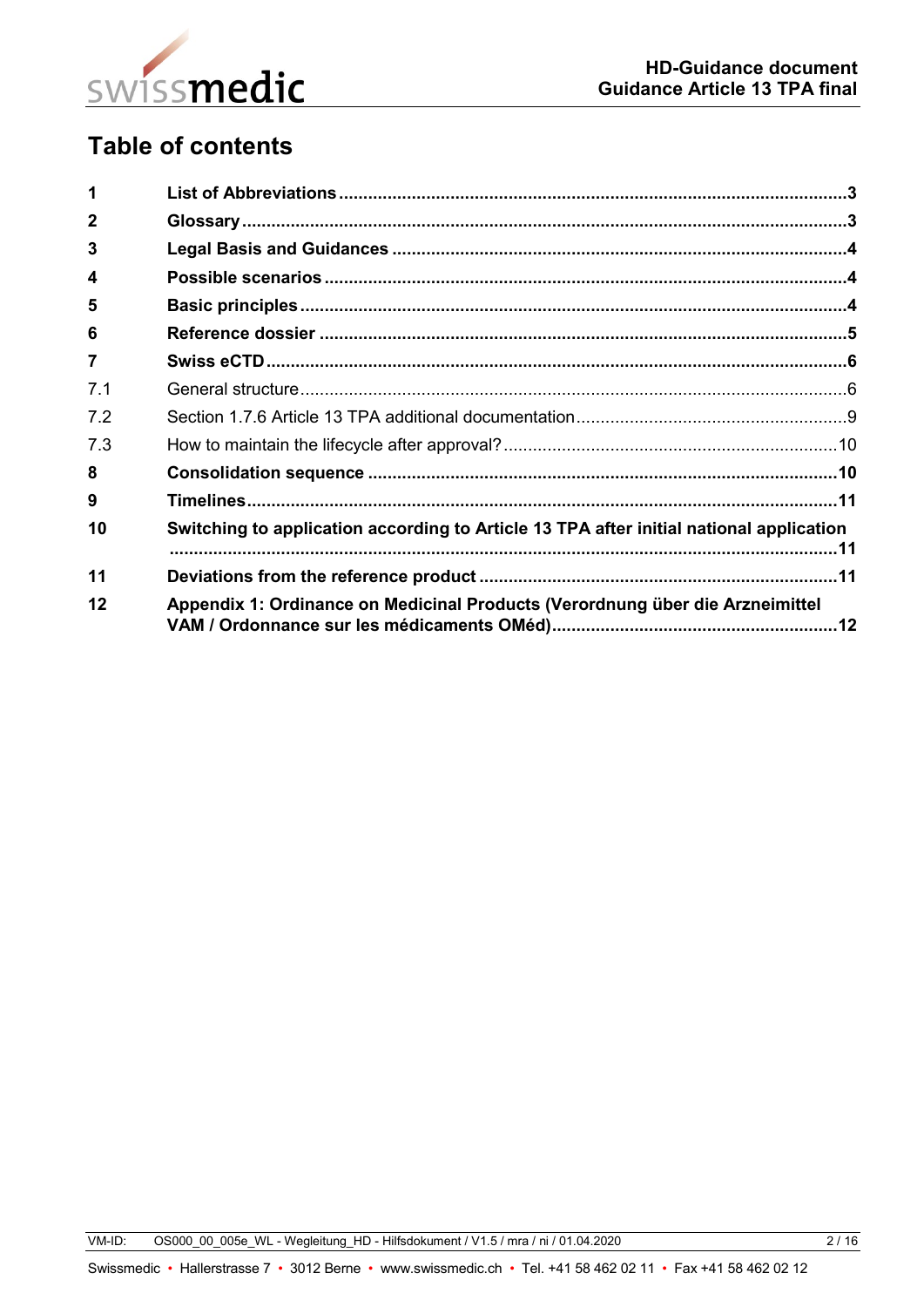# Table of contents

| | | |
|---|---|---|
| **1** | **List of Abbreviations** | **3** |
| **2** | **Glossary** | **3** |
| **3** | **Legal Basis and Guidances** | **4** |
| **4** | **Possible scenarios** | **4** |
| **5** | **Basic principles** | **4** |
| **6** | **Reference dossier** | **5** |
| **7** | **Swiss eCTD** | **6** |
| 7.1 | General structure | 6 |
| 7.2 | Section 1.7.6 Article 13 TPA additional documentation | 9 |
| 7.3 | How to maintain the lifecycle after approval? | 10 |
| **8** | **Consolidation sequence** | **10** |
| **9** | **Timelines** | **11** |
| **10** | **Switching to application according to Article 13 TPA after initial national application** | **11** |
| **11** | **Deviations from the reference product** | **11** |
| **12** | **Appendix 1: Ordinance on Medicinal Products (Verordnung über die Arzneimittel VAM / Ordonnance sur les médicaments OMéd)** | **12** |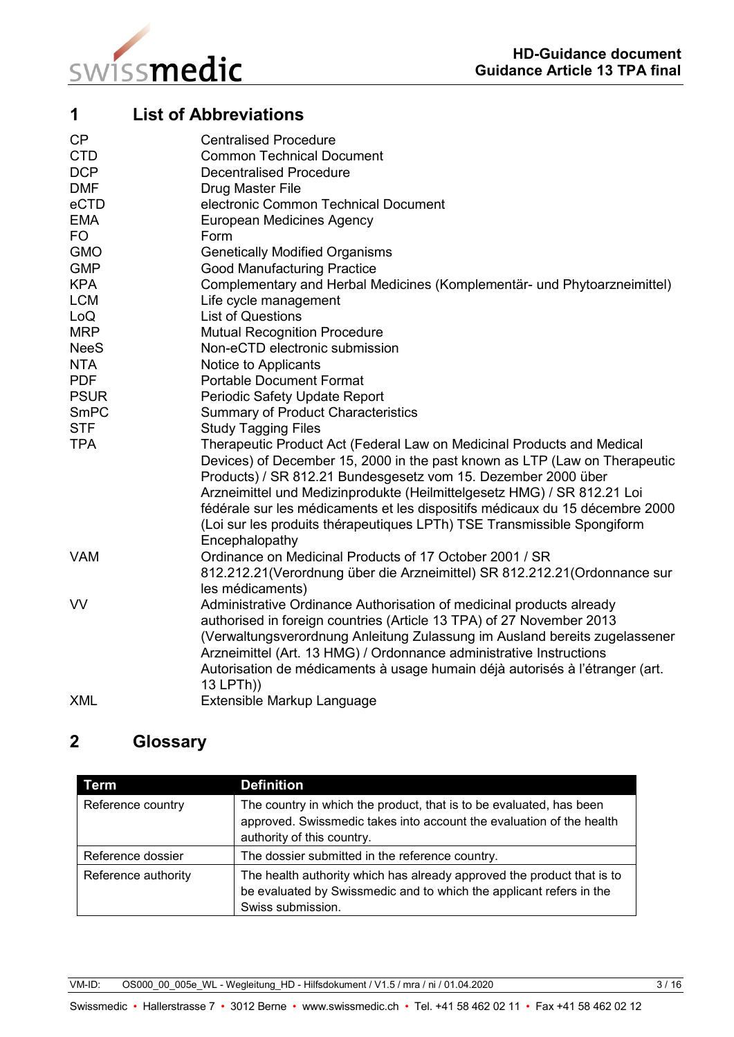# 1 List of Abbreviations

| | |
|---|---|
| CP | Centralised Procedure |
| CTD | Common Technical Document |
| DCP | Decentralised Procedure |
| DMF | Drug Master File |
| eCTD | electronic Common Technical Document |
| EMA | European Medicines Agency |
| FO | Form |
| GMO | Genetically Modified Organisms |
| GMP | Good Manufacturing Practice |
| KPA | Complementary and Herbal Medicines (Komplementär- und Phytoarzneimittel) |
| LCM | Life cycle management |
| LoQ | List of Questions |
| MRP | Mutual Recognition Procedure |
| NeeS | Non-eCTD electronic submission |
| NTA | Notice to Applicants |
| PDF | Portable Document Format |
| PSUR | Periodic Safety Update Report |
| SmPC | Summary of Product Characteristics |
| STF | Study Tagging Files |
| TPA | Therapeutic Product Act (Federal Law on Medicinal Products and Medical Devices) of December 15, 2000 in the past known as LTP (Law on Therapeutic Products) / SR 812.21 Bundesgesetz vom 15. Dezember 2000 über Arzneimittel und Medizinprodukte (Heilmittelgesetz HMG) / SR 812.21 Loi fédérale sur les médicaments et les dispositifs médicaux du 15 décembre 2000 (Loi sur les produits thérapeutiques LPTh) TSE Transmissible Spongiform Encephalopathy |
| VAM | Ordinance on Medicinal Products of 17 October 2001 / SR 812.212.21(Verordnung über die Arzneimittel) SR 812.212.21(Ordonnance sur les médicaments) |
| VV | Administrative Ordinance Authorisation of medicinal products already authorised in foreign countries (Article 13 TPA) of 27 November 2013 (Verwaltungsverordnung Anleitung Zulassung im Ausland bereits zugelassener Arzneimittel (Art. 13 HMG) / Ordonnance administrative Instructions Autorisation de médicaments à usage humain déjà autorisés à l'étranger (art. 13 LPTh)) |
| XML | Extensible Markup Language |

# 2 Glossary

| Term | Definition |
|---|---|
| Reference country | The country in which the product, that is to be evaluated, has been approved. Swissmedic takes into account the evaluation of the health authority of this country. |
| Reference dossier | The dossier submitted in the reference country. |
| Reference authority | The health authority which has already approved the product that is to be evaluated by Swissmedic and to which the applicant refers in the Swiss submission. |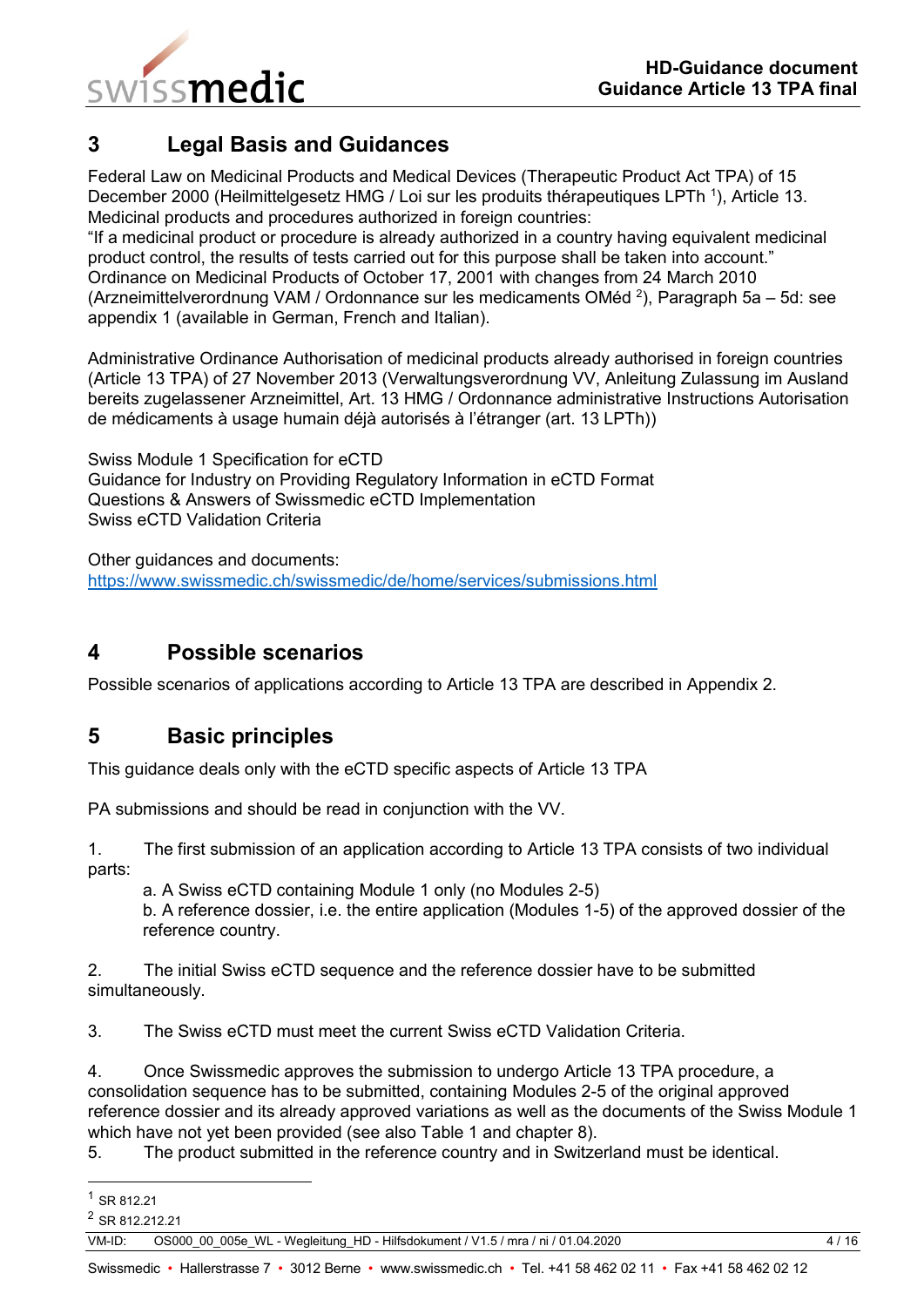## 3 Legal Basis and Guidances

Federal Law on Medicinal Products and Medical Devices (Therapeutic Product Act TPA) of 15 December 2000 (Heilmittelgesetz HMG / Loi sur les produits thérapeutiques LPTh [1]), Article 13. Medicinal products and procedures authorized in foreign countries:
"If a medicinal product or procedure is already authorized in a country having equivalent medicinal product control, the results of tests carried out for this purpose shall be taken into account."
Ordinance on Medicinal Products of October 17, 2001 with changes from 24 March 2010 (Arzneimittelverordnung VAM / Ordonnance sur les medicaments OMéd [2]), Paragraph 5a – 5d: see appendix 1 (available in German, French and Italian).

Administrative Ordinance Authorisation of medicinal products already authorised in foreign countries (Article 13 TPA) of 27 November 2013 (Verwaltungsverordnung VV, Anleitung Zulassung im Ausland bereits zugelassener Arzneimittel, Art. 13 HMG / Ordonnance administrative Instructions Autorisation de médicaments à usage humain déjà autorisés à l'étranger (art. 13 LPTh))

Swiss Module 1 Specification for eCTD
Guidance for Industry on Providing Regulatory Information in eCTD Format
Questions & Answers of Swissmedic eCTD Implementation
Swiss eCTD Validation Criteria

Other guidances and documents:
https://www.swissmedic.ch/swissmedic/de/home/services/submissions.html

## 4 Possible scenarios

Possible scenarios of applications according to Article 13 TPA are described in Appendix 2.

## 5 Basic principles

This guidance deals only with the eCTD specific aspects of Article 13 TPA

PA submissions and should be read in conjunction with the VV.

1. The first submission of an application according to Article 13 TPA consists of two individual parts:
   a. A Swiss eCTD containing Module 1 only (no Modules 2-5)
   b. A reference dossier, i.e. the entire application (Modules 1-5) of the approved dossier of the reference country.

2. The initial Swiss eCTD sequence and the reference dossier have to be submitted simultaneously.

3. The Swiss eCTD must meet the current Swiss eCTD Validation Criteria.

4. Once Swissmedic approves the submission to undergo Article 13 TPA procedure, a consolidation sequence has to be submitted, containing Modules 2-5 of the original approved reference dossier and its already approved variations as well as the documents of the Swiss Module 1 which have not yet been provided (see also Table 1 and chapter 8).

5. The product submitted in the reference country and in Switzerland must be identical.

[1] SR 812.21
[2] SR 812.212.21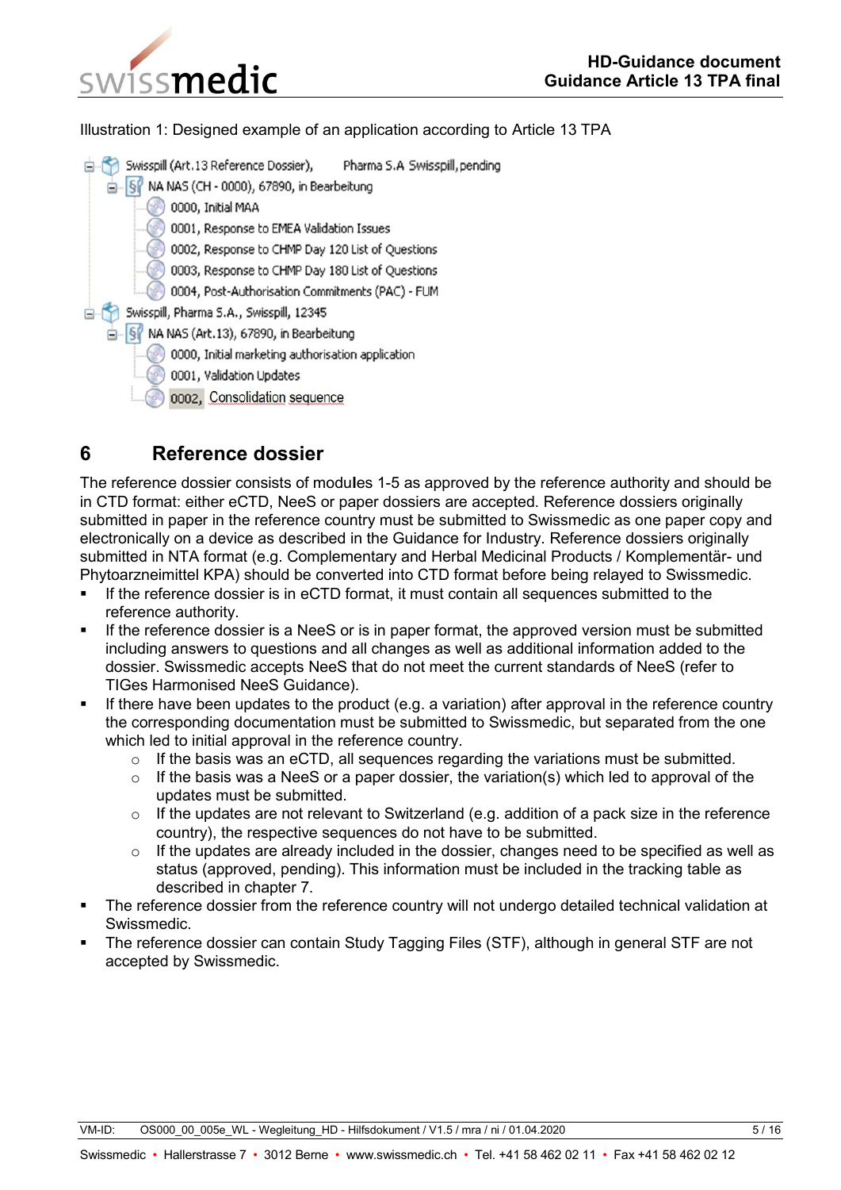Illustration 1: Designed example of an application according to Article 13 TPA

```
Swisspill (Art.13 Reference Dossier),      Pharma S.A Swisspill, pending
  NA NAS (CH - 0000), 67890, in Bearbeitung
    0000, Initial MAA
    0001, Response to EMEA Validation Issues
    0002, Response to CHMP Day 120 List of Questions
    0003, Response to CHMP Day 180 List of Questions
    0004, Post-Authorisation Commitments (PAC) - FUM
Swisspill, Pharma S.A., Swisspill, 12345
  NA NAS (Art.13), 67890, in Bearbeitung
    0000, Initial marketing authorisation application
    0001, Validation Updates
    0002, Consolidation sequence
```

## 6 Reference dossier

The reference dossier consists of modules 1-5 as approved by the reference authority and should be in CTD format: either eCTD, NeeS or paper dossiers are accepted. Reference dossiers originally submitted in paper in the reference country must be submitted to Swissmedic as one paper copy and electronically on a device as described in the Guidance for Industry. Reference dossiers originally submitted in NTA format (e.g. Complementary and Herbal Medicinal Products / Komplementär- und Phytoarzneimittel KPA) should be converted into CTD format before being relayed to Swissmedic.

- If the reference dossier is in eCTD format, it must contain all sequences submitted to the reference authority.
- If the reference dossier is a NeeS or is in paper format, the approved version must be submitted including answers to questions and all changes as well as additional information added to the dossier. Swissmedic accepts NeeS that do not meet the current standards of NeeS (refer to TIGes Harmonised NeeS Guidance).
- If there have been updates to the product (e.g. a variation) after approval in the reference country the corresponding documentation must be submitted to Swissmedic, but separated from the one which led to initial approval in the reference country.
  - If the basis was an eCTD, all sequences regarding the variations must be submitted.
  - If the basis was a NeeS or a paper dossier, the variation(s) which led to approval of the updates must be submitted.
  - If the updates are not relevant to Switzerland (e.g. addition of a pack size in the reference country), the respective sequences do not have to be submitted.
  - If the updates are already included in the dossier, changes need to be specified as well as status (approved, pending). This information must be included in the tracking table as described in chapter 7.
- The reference dossier from the reference country will not undergo detailed technical validation at Swissmedic.
- The reference dossier can contain Study Tagging Files (STF), although in general STF are not accepted by Swissmedic.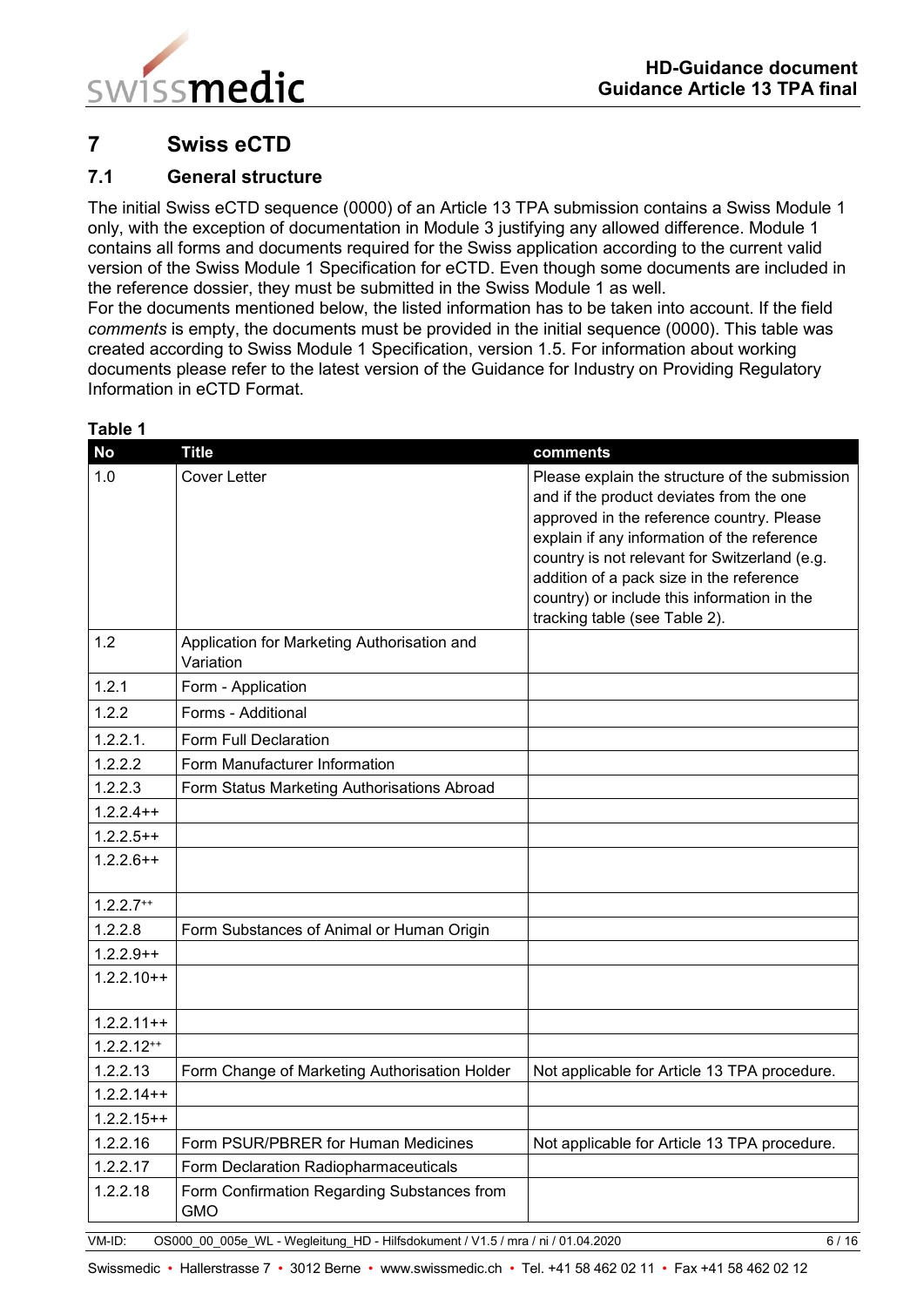## 7 Swiss eCTD

### 7.1 General structure

The initial Swiss eCTD sequence (0000) of an Article 13 TPA submission contains a Swiss Module 1 only, with the exception of documentation in Module 3 justifying any allowed difference. Module 1 contains all forms and documents required for the Swiss application according to the current valid version of the Swiss Module 1 Specification for eCTD. Even though some documents are included in the reference dossier, they must be submitted in the Swiss Module 1 as well.
For the documents mentioned below, the listed information has to be taken into account. If the field *comments* is empty, the documents must be provided in the initial sequence (0000). This table was created according to Swiss Module 1 Specification, version 1.5. For information about working documents please refer to the latest version of the Guidance for Industry on Providing Regulatory Information in eCTD Format.

**Table 1**

| No | Title | comments |
|---|---|---|
| 1.0 | Cover Letter | Please explain the structure of the submission and if the product deviates from the one approved in the reference country. Please explain if any information of the reference country is not relevant for Switzerland (e.g. addition of a pack size in the reference country) or include this information in the tracking table (see Table 2). |
| 1.2 | Application for Marketing Authorisation and Variation | |
| 1.2.1 | Form - Application | |
| 1.2.2 | Forms - Additional | |
| 1.2.2.1. | Form Full Declaration | |
| 1.2.2.2 | Form Manufacturer Information | |
| 1.2.2.3 | Form Status Marketing Authorisations Abroad | |
| 1.2.2.4++ | | |
| 1.2.2.5++ | | |
| 1.2.2.6++ | | |
| 1.2.2.7++ | | |
| 1.2.2.8 | Form Substances of Animal or Human Origin | |
| 1.2.2.9++ | | |
| 1.2.2.10++ | | |
| 1.2.2.11++ | | |
| 1.2.2.12++ | | |
| 1.2.2.13 | Form Change of Marketing Authorisation Holder | Not applicable for Article 13 TPA procedure. |
| 1.2.2.14++ | | |
| 1.2.2.15++ | | |
| 1.2.2.16 | Form PSUR/PBRER for Human Medicines | Not applicable for Article 13 TPA procedure. |
| 1.2.2.17 | Form Declaration Radiopharmaceuticals | |
| 1.2.2.18 | Form Confirmation Regarding Substances from GMO | |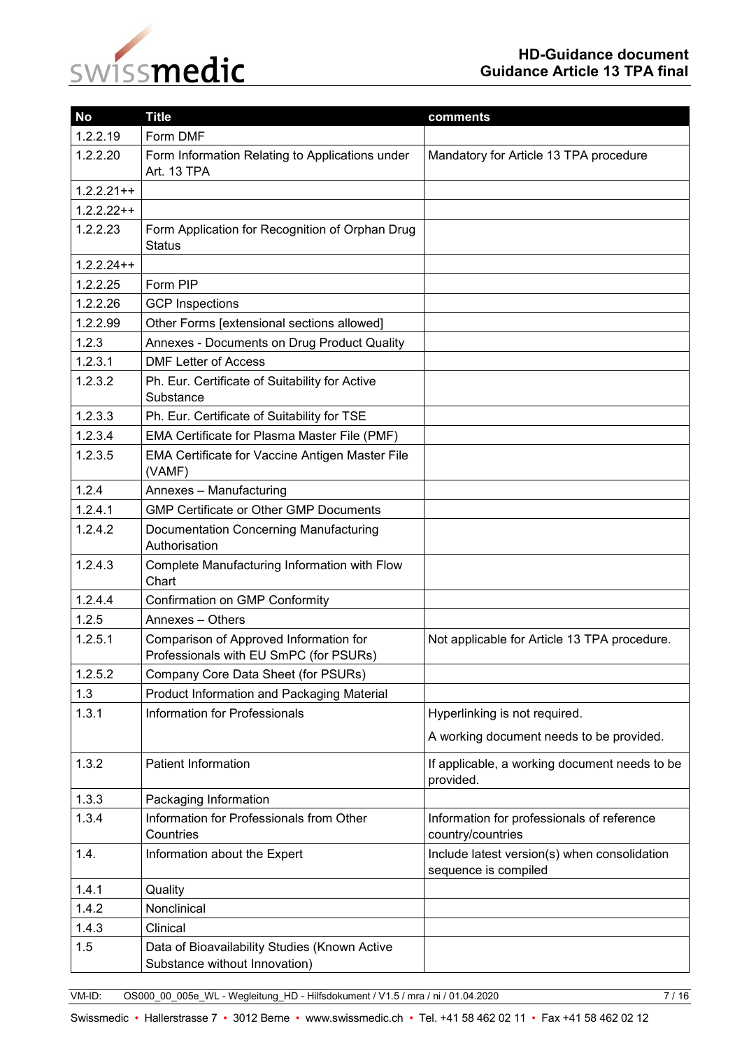| No | Title | comments |
|---|---|---|
| 1.2.2.19 | Form DMF | |
| 1.2.2.20 | Form Information Relating to Applications under Art. 13 TPA | Mandatory for Article 13 TPA procedure |
| 1.2.2.21++ | | |
| 1.2.2.22++ | | |
| 1.2.2.23 | Form Application for Recognition of Orphan Drug Status | |
| 1.2.2.24++ | | |
| 1.2.2.25 | Form PIP | |
| 1.2.2.26 | GCP Inspections | |
| 1.2.2.99 | Other Forms [extensional sections allowed] | |
| 1.2.3 | Annexes - Documents on Drug Product Quality | |
| 1.2.3.1 | DMF Letter of Access | |
| 1.2.3.2 | Ph. Eur. Certificate of Suitability for Active Substance | |
| 1.2.3.3 | Ph. Eur. Certificate of Suitability for TSE | |
| 1.2.3.4 | EMA Certificate for Plasma Master File (PMF) | |
| 1.2.3.5 | EMA Certificate for Vaccine Antigen Master File (VAMF) | |
| 1.2.4 | Annexes – Manufacturing | |
| 1.2.4.1 | GMP Certificate or Other GMP Documents | |
| 1.2.4.2 | Documentation Concerning Manufacturing Authorisation | |
| 1.2.4.3 | Complete Manufacturing Information with Flow Chart | |
| 1.2.4.4 | Confirmation on GMP Conformity | |
| 1.2.5 | Annexes – Others | |
| 1.2.5.1 | Comparison of Approved Information for Professionals with EU SmPC (for PSURs) | Not applicable for Article 13 TPA procedure. |
| 1.2.5.2 | Company Core Data Sheet (for PSURs) | |
| 1.3 | Product Information and Packaging Material | |
| 1.3.1 | Information for Professionals | Hyperlinking is not required.<br><br>A working document needs to be provided. |
| 1.3.2 | Patient Information | If applicable, a working document needs to be provided. |
| 1.3.3 | Packaging Information | |
| 1.3.4 | Information for Professionals from Other Countries | Information for professionals of reference country/countries |
| 1.4. | Information about the Expert | Include latest version(s) when consolidation sequence is compiled |
| 1.4.1 | Quality | |
| 1.4.2 | Nonclinical | |
| 1.4.3 | Clinical | |
| 1.5 | Data of Bioavailability Studies (Known Active Substance without Innovation) | |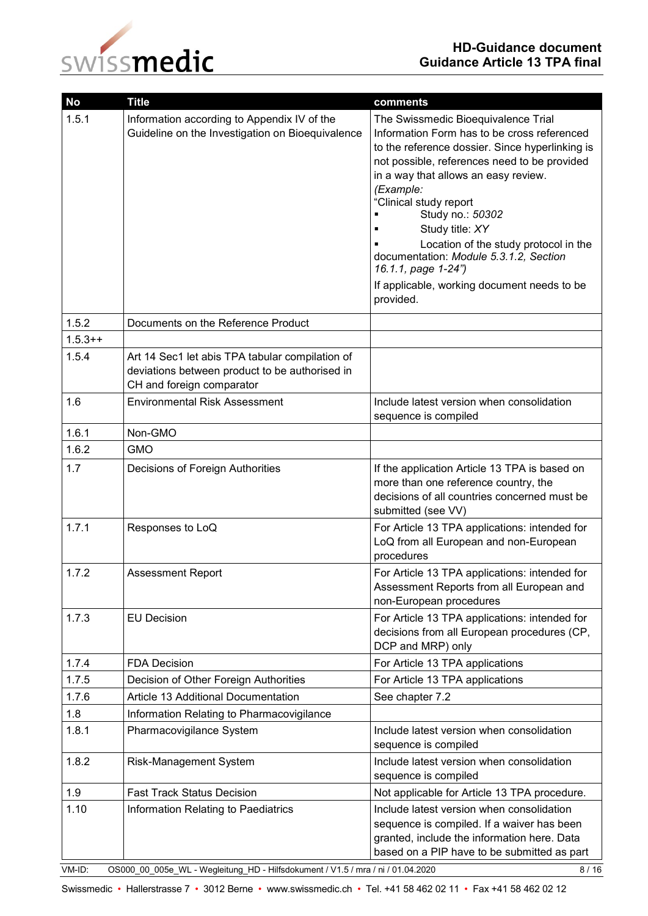| No | Title | comments |
|---|---|---|
| 1.5.1 | Information according to Appendix IV of the Guideline on the Investigation on Bioequivalence | The Swissmedic Bioequivalence Trial Information Form has to be cross referenced to the reference dossier. Since hyperlinking is not possible, references need to be provided in a way that allows an easy review. *(Example:* “Clinical study report ▪ Study no.: *50302* ▪ Study title: *XY* ▪ Location of the study protocol in the documentation: *Module 5.3.1.2, Section 16.1.1, page 1-24”)* If applicable, working document needs to be provided. |
| 1.5.2 | Documents on the Reference Product | |
| 1.5.3++ | | |
| 1.5.4 | Art 14 Sec1 let abis TPA tabular compilation of deviations between product to be authorised in CH and foreign comparator | |
| 1.6 | Environmental Risk Assessment | Include latest version when consolidation sequence is compiled |
| 1.6.1 | Non-GMO | |
| 1.6.2 | GMO | |
| 1.7 | Decisions of Foreign Authorities | If the application Article 13 TPA is based on more than one reference country, the decisions of all countries concerned must be submitted (see VV) |
| 1.7.1 | Responses to LoQ | For Article 13 TPA applications: intended for LoQ from all European and non-European procedures |
| 1.7.2 | Assessment Report | For Article 13 TPA applications: intended for Assessment Reports from all European and non-European procedures |
| 1.7.3 | EU Decision | For Article 13 TPA applications: intended for decisions from all European procedures (CP, DCP and MRP) only |
| 1.7.4 | FDA Decision | For Article 13 TPA applications |
| 1.7.5 | Decision of Other Foreign Authorities | For Article 13 TPA applications |
| 1.7.6 | Article 13 Additional Documentation | See chapter 7.2 |
| 1.8 | Information Relating to Pharmacovigilance | |
| 1.8.1 | Pharmacovigilance System | Include latest version when consolidation sequence is compiled |
| 1.8.2 | Risk-Management System | Include latest version when consolidation sequence is compiled |
| 1.9 | Fast Track Status Decision | Not applicable for Article 13 TPA procedure. |
| 1.10 | Information Relating to Paediatrics | Include latest version when consolidation sequence is compiled. If a waiver has been granted, include the information here. Data based on a PIP have to be submitted as part |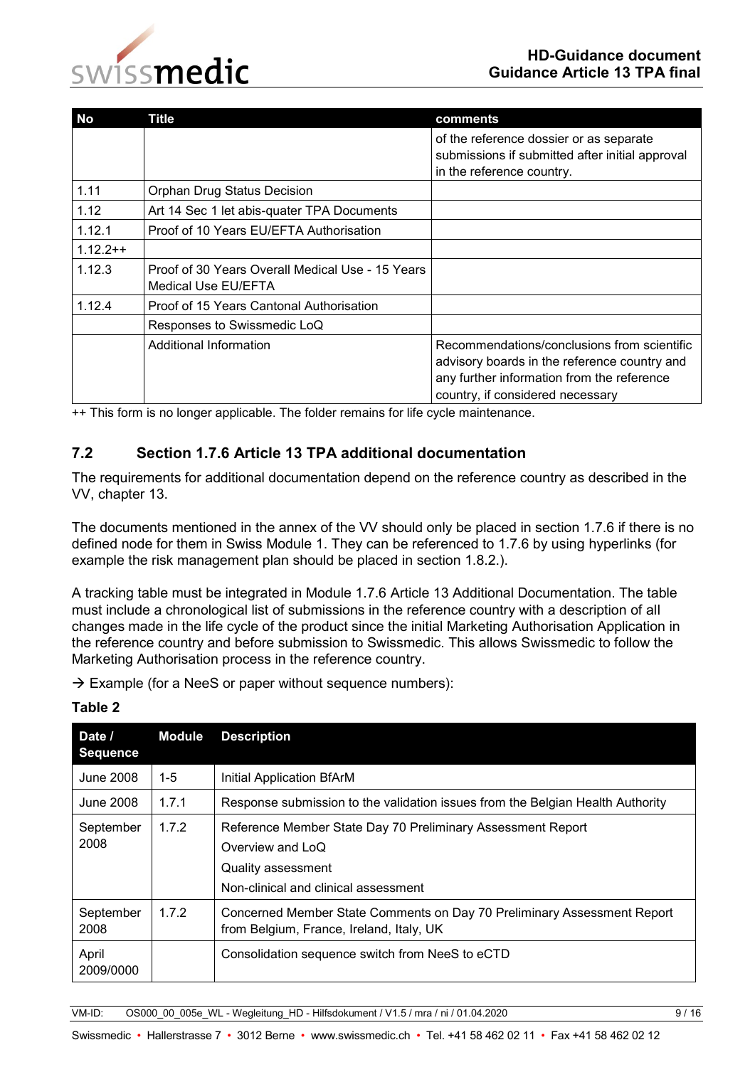| No | Title | comments |
|---|---|---|
| | | of the reference dossier or as separate submissions if submitted after initial approval in the reference country. |
| 1.11 | Orphan Drug Status Decision | |
| 1.12 | Art 14 Sec 1 let abis-quater TPA Documents | |
| 1.12.1 | Proof of 10 Years EU/EFTA Authorisation | |
| 1.12.2++ | | |
| 1.12.3 | Proof of 30 Years Overall Medical Use - 15 Years Medical Use EU/EFTA | |
| 1.12.4 | Proof of 15 Years Cantonal Authorisation | |
| | Responses to Swissmedic LoQ | |
| | Additional Information | Recommendations/conclusions from scientific advisory boards in the reference country and any further information from the reference country, if considered necessary |

++ This form is no longer applicable. The folder remains for life cycle maintenance.

## 7.2 Section 1.7.6 Article 13 TPA additional documentation

The requirements for additional documentation depend on the reference country as described in the VV, chapter 13.

The documents mentioned in the annex of the VV should only be placed in section 1.7.6 if there is no defined node for them in Swiss Module 1. They can be referenced to 1.7.6 by using hyperlinks (for example the risk management plan should be placed in section 1.8.2.).

A tracking table must be integrated in Module 1.7.6 Article 13 Additional Documentation. The table must include a chronological list of submissions in the reference country with a description of all changes made in the life cycle of the product since the initial Marketing Authorisation Application in the reference country and before submission to Swissmedic. This allows Swissmedic to follow the Marketing Authorisation process in the reference country.

→ Example (for a NeeS or paper without sequence numbers):

**Table 2**

| Date / Sequence | Module | Description |
|---|---|---|
| June 2008 | 1-5 | Initial Application BfArM |
| June 2008 | 1.7.1 | Response submission to the validation issues from the Belgian Health Authority |
| September 2008 | 1.7.2 | Reference Member State Day 70 Preliminary Assessment Report<br>Overview and LoQ<br>Quality assessment<br>Non-clinical and clinical assessment |
| September 2008 | 1.7.2 | Concerned Member State Comments on Day 70 Preliminary Assessment Report from Belgium, France, Ireland, Italy, UK |
| April 2009/0000 | | Consolidation sequence switch from NeeS to eCTD |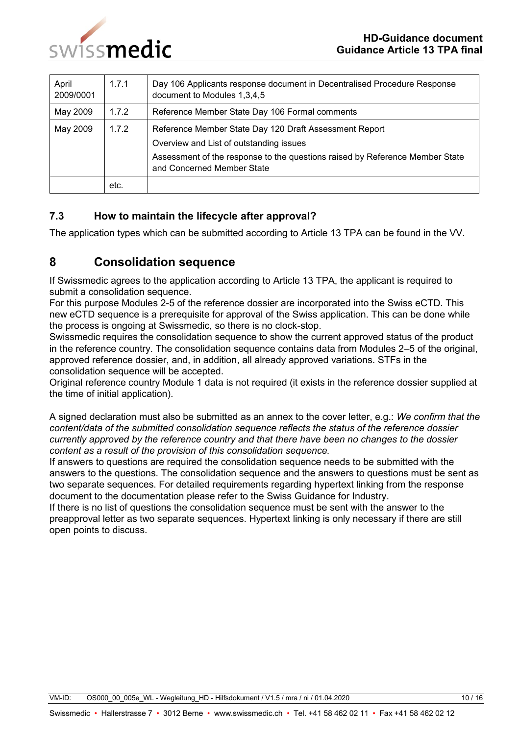| April 2009/0001 | 1.7.1 | Day 106 Applicants response document in Decentralised Procedure Response document to Modules 1,3,4,5 |
|---|---|---|
| May 2009 | 1.7.2 | Reference Member State Day 106 Formal comments |
| May 2009 | 1.7.2 | Reference Member State Day 120 Draft Assessment Report<br>Overview and List of outstanding issues<br>Assessment of the response to the questions raised by Reference Member State and Concerned Member State |
| | etc. | |

### 7.3 How to maintain the lifecycle after approval?

The application types which can be submitted according to Article 13 TPA can be found in the VV.

## 8 Consolidation sequence

If Swissmedic agrees to the application according to Article 13 TPA, the applicant is required to submit a consolidation sequence.
For this purpose Modules 2-5 of the reference dossier are incorporated into the Swiss eCTD. This new eCTD sequence is a prerequisite for approval of the Swiss application. This can be done while the process is ongoing at Swissmedic, so there is no clock-stop.
Swissmedic requires the consolidation sequence to show the current approved status of the product in the reference country. The consolidation sequence contains data from Modules 2–5 of the original, approved reference dossier, and, in addition, all already approved variations. STFs in the consolidation sequence will be accepted.
Original reference country Module 1 data is not required (it exists in the reference dossier supplied at the time of initial application).

A signed declaration must also be submitted as an annex to the cover letter, e.g.: *We confirm that the content/data of the submitted consolidation sequence reflects the status of the reference dossier currently approved by the reference country and that there have been no changes to the dossier content as a result of the provision of this consolidation sequence.*
If answers to questions are required the consolidation sequence needs to be submitted with the answers to the questions. The consolidation sequence and the answers to questions must be sent as two separate sequences. For detailed requirements regarding hypertext linking from the response document to the documentation please refer to the Swiss Guidance for Industry.
If there is no list of questions the consolidation sequence must be sent with the answer to the preapproval letter as two separate sequences. Hypertext linking is only necessary if there are still open points to discuss.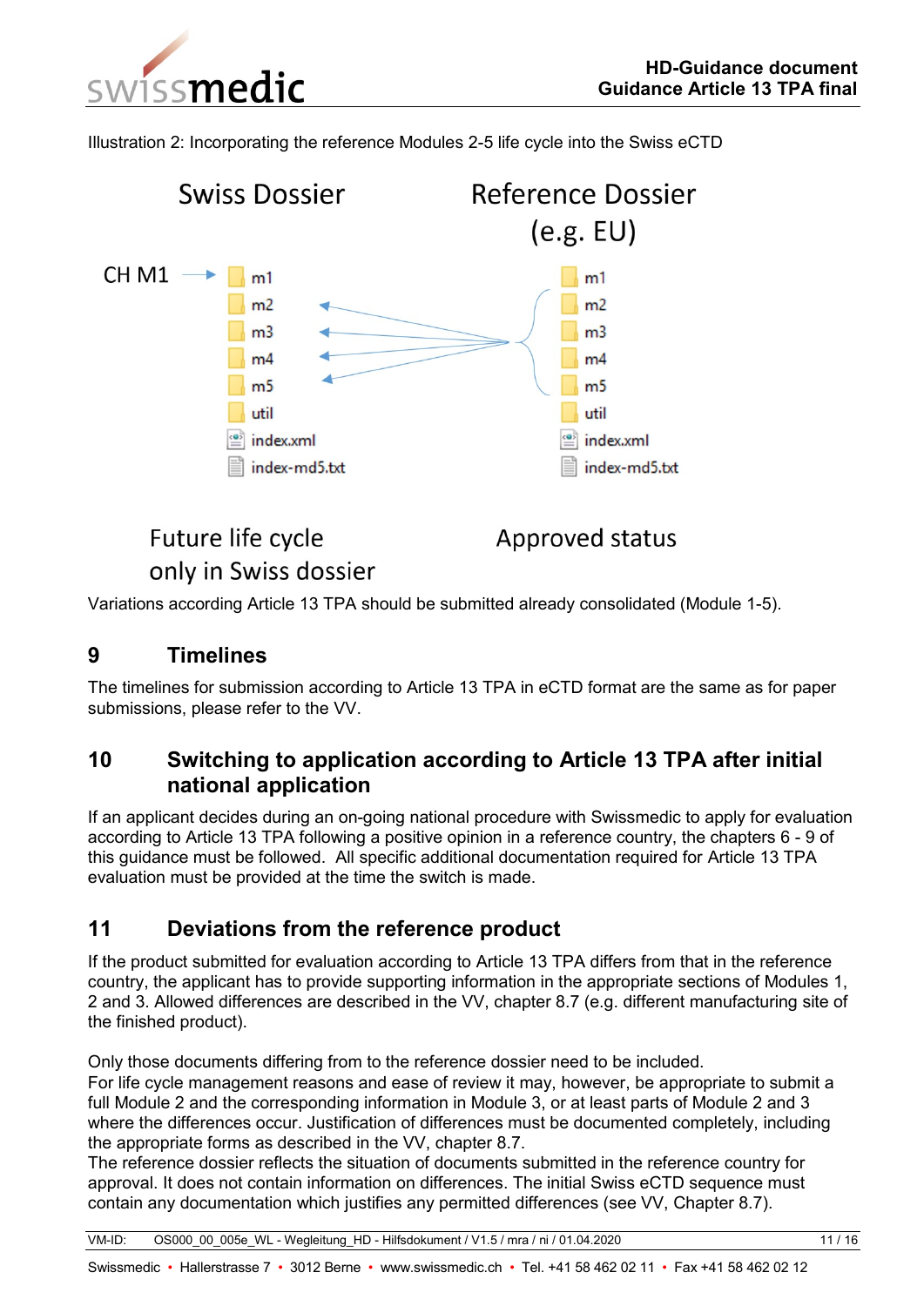Illustration 2: Incorporating the reference Modules 2-5 life cycle into the Swiss eCTD

Swiss Dossier

Reference Dossier (e.g. EU)

CH M1 → m1, m2, m3, m4, m5, util, index.xml, index-md5.txt

m1, m2, m3, m4, m5, util, index.xml, index-md5.txt

Future life cycle only in Swiss dossier

Approved status

Variations according Article 13 TPA should be submitted already consolidated (Module 1-5).

## 9 Timelines

The timelines for submission according to Article 13 TPA in eCTD format are the same as for paper submissions, please refer to the VV.

## 10 Switching to application according to Article 13 TPA after initial national application

If an applicant decides during an on-going national procedure with Swissmedic to apply for evaluation according to Article 13 TPA following a positive opinion in a reference country, the chapters 6 - 9 of this guidance must be followed. All specific additional documentation required for Article 13 TPA evaluation must be provided at the time the switch is made.

## 11 Deviations from the reference product

If the product submitted for evaluation according to Article 13 TPA differs from that in the reference country, the applicant has to provide supporting information in the appropriate sections of Modules 1, 2 and 3. Allowed differences are described in the VV, chapter 8.7 (e.g. different manufacturing site of the finished product).

Only those documents differing from to the reference dossier need to be included.
For life cycle management reasons and ease of review it may, however, be appropriate to submit a full Module 2 and the corresponding information in Module 3, or at least parts of Module 2 and 3 where the differences occur. Justification of differences must be documented completely, including the appropriate forms as described in the VV, chapter 8.7.
The reference dossier reflects the situation of documents submitted in the reference country for approval. It does not contain information on differences. The initial Swiss eCTD sequence must contain any documentation which justifies any permitted differences (see VV, Chapter 8.7).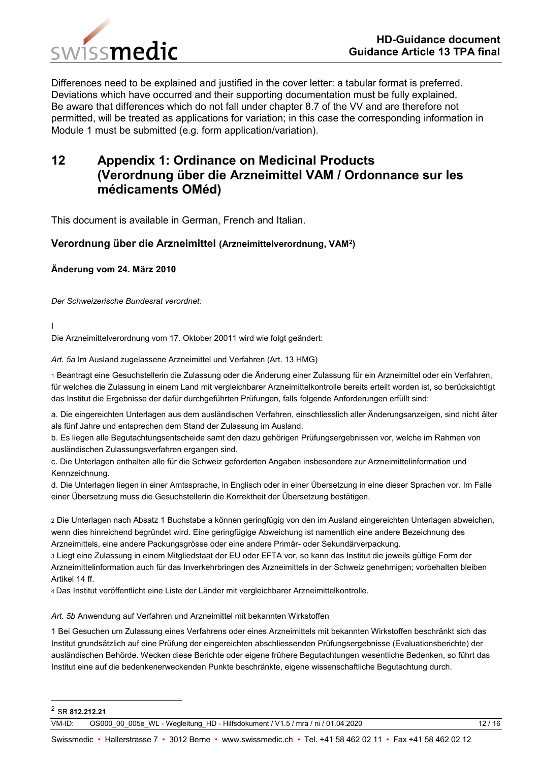Differences need to be explained and justified in the cover letter: a tabular format is preferred. Deviations which have occurred and their supporting documentation must be fully explained. Be aware that differences which do not fall under chapter 8.7 of the VV and are therefore not permitted, will be treated as applications for variation; in this case the corresponding information in Module 1 must be submitted (e.g. form application/variation).

# 12 Appendix 1: Ordinance on Medicinal Products (Verordnung über die Arzneimittel VAM / Ordonnance sur les médicaments OMéd)

This document is available in German, French and Italian.

### Verordnung über die Arzneimittel (Arzneimittelverordnung, VAM[2])

**Änderung vom 24. März 2010**

*Der Schweizerische Bundesrat verordnet:*

I

Die Arzneimittelverordnung vom 17. Oktober 20011 wird wie folgt geändert:

*Art. 5a* Im Ausland zugelassene Arzneimittel und Verfahren (Art. 13 HMG)

1 Beantragt eine Gesuchstellerin die Zulassung oder die Änderung einer Zulassung für ein Arzneimittel oder ein Verfahren, für welches die Zulassung in einem Land mit vergleichbarer Arzneimittelkontrolle bereits erteilt worden ist, so berücksichtigt das Institut die Ergebnisse der dafür durchgeführten Prüfungen, falls folgende Anforderungen erfüllt sind:

a. Die eingereichten Unterlagen aus dem ausländischen Verfahren, einschliesslich aller Änderungsanzeigen, sind nicht älter als fünf Jahre und entsprechen dem Stand der Zulassung im Ausland.
b. Es liegen alle Begutachtungsentscheide samt den dazu gehörigen Prüfungsergebnissen vor, welche im Rahmen von ausländischen Zulassungsverfahren ergangen sind.
c. Die Unterlagen enthalten alle für die Schweiz geforderten Angaben insbesondere zur Arzneimittelinformation und Kennzeichnung.
d. Die Unterlagen liegen in einer Amtssprache, in Englisch oder in einer Übersetzung in eine dieser Sprachen vor. Im Falle einer Übersetzung muss die Gesuchstellerin die Korrektheit der Übersetzung bestätigen.

2 Die Unterlagen nach Absatz 1 Buchstabe a können geringfügig von den im Ausland eingereichten Unterlagen abweichen, wenn dies hinreichend begründet wird. Eine geringfügige Abweichung ist namentlich eine andere Bezeichnung des Arzneimittels, eine andere Packungsgrösse oder eine andere Primär- oder Sekundärverpackung.
3 Liegt eine Zulassung in einem Mitgliedstaat der EU oder EFTA vor, so kann das Institut die jeweils gültige Form der Arzneimittelinformation auch für das Inverkehrbringen des Arzneimittels in der Schweiz genehmigen; vorbehalten bleiben Artikel 14 ff.
4 Das Institut veröffentlicht eine Liste der Länder mit vergleichbarer Arzneimittelkontrolle.

*Art. 5b* Anwendung auf Verfahren und Arzneimittel mit bekannten Wirkstoffen

1 Bei Gesuchen um Zulassung eines Verfahrens oder eines Arzneimittels mit bekannten Wirkstoffen beschränkt sich das Institut grundsätzlich auf eine Prüfung der eingereichten abschliessenden Prüfungsergebnisse (Evaluationsberichte) der ausländischen Behörde. Wecken diese Berichte oder eigene frühere Begutachtungen wesentliche Bedenken, so führt das Institut eine auf die bedenkenerweckenden Punkte beschränkte, eigene wissenschaftliche Begutachtung durch.

[2] SR **812.212.21**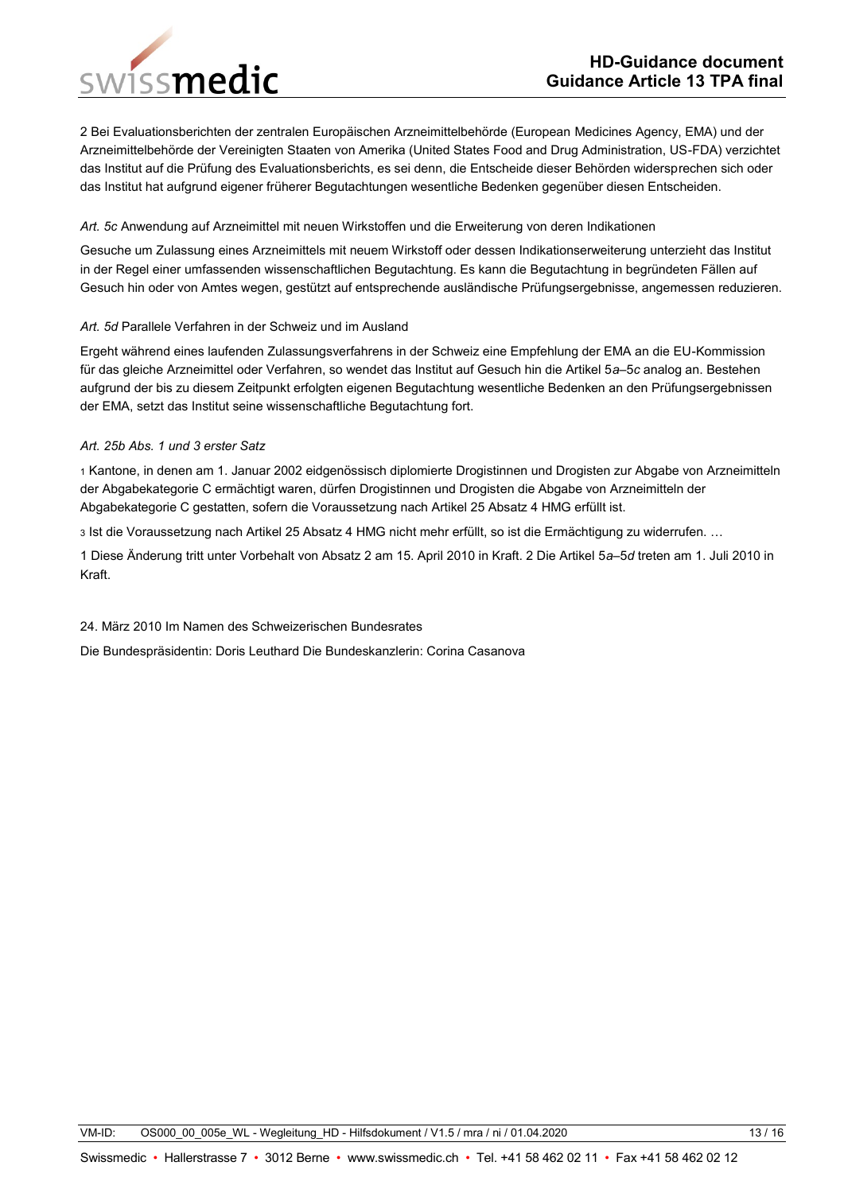2 Bei Evaluationsberichten der zentralen Europäischen Arzneimittelbehörde (European Medicines Agency, EMA) und der Arzneimittelbehörde der Vereinigten Staaten von Amerika (United States Food and Drug Administration, US-FDA) verzichtet das Institut auf die Prüfung des Evaluationsberichts, es sei denn, die Entscheide dieser Behörden widersprechen sich oder das Institut hat aufgrund eigener früherer Begutachtungen wesentliche Bedenken gegenüber diesen Entscheiden.

*Art. 5c* Anwendung auf Arzneimittel mit neuen Wirkstoffen und die Erweiterung von deren Indikationen

Gesuche um Zulassung eines Arzneimittels mit neuem Wirkstoff oder dessen Indikationserweiterung unterzieht das Institut in der Regel einer umfassenden wissenschaftlichen Begutachtung. Es kann die Begutachtung in begründeten Fällen auf Gesuch hin oder von Amtes wegen, gestützt auf entsprechende ausländische Prüfungsergebnisse, angemessen reduzieren.

*Art. 5d* Parallele Verfahren in der Schweiz und im Ausland

Ergeht während eines laufenden Zulassungsverfahrens in der Schweiz eine Empfehlung der EMA an die EU-Kommission für das gleiche Arzneimittel oder Verfahren, so wendet das Institut auf Gesuch hin die Artikel 5*a*–5*c* analog an. Bestehen aufgrund der bis zu diesem Zeitpunkt erfolgten eigenen Begutachtung wesentliche Bedenken an den Prüfungsergebnissen der EMA, setzt das Institut seine wissenschaftliche Begutachtung fort.

*Art. 25b Abs. 1 und 3 erster Satz*

1 Kantone, in denen am 1. Januar 2002 eidgenössisch diplomierte Drogistinnen und Drogisten zur Abgabe von Arzneimitteln der Abgabekategorie C ermächtigt waren, dürfen Drogistinnen und Drogisten die Abgabe von Arzneimitteln der Abgabekategorie C gestatten, sofern die Voraussetzung nach Artikel 25 Absatz 4 HMG erfüllt ist.

3 Ist die Voraussetzung nach Artikel 25 Absatz 4 HMG nicht mehr erfüllt, so ist die Ermächtigung zu widerrufen. …

1 Diese Änderung tritt unter Vorbehalt von Absatz 2 am 15. April 2010 in Kraft. 2 Die Artikel 5*a*–5*d* treten am 1. Juli 2010 in Kraft.

24. März 2010 Im Namen des Schweizerischen Bundesrates

Die Bundespräsidentin: Doris Leuthard Die Bundeskanzlerin: Corina Casanova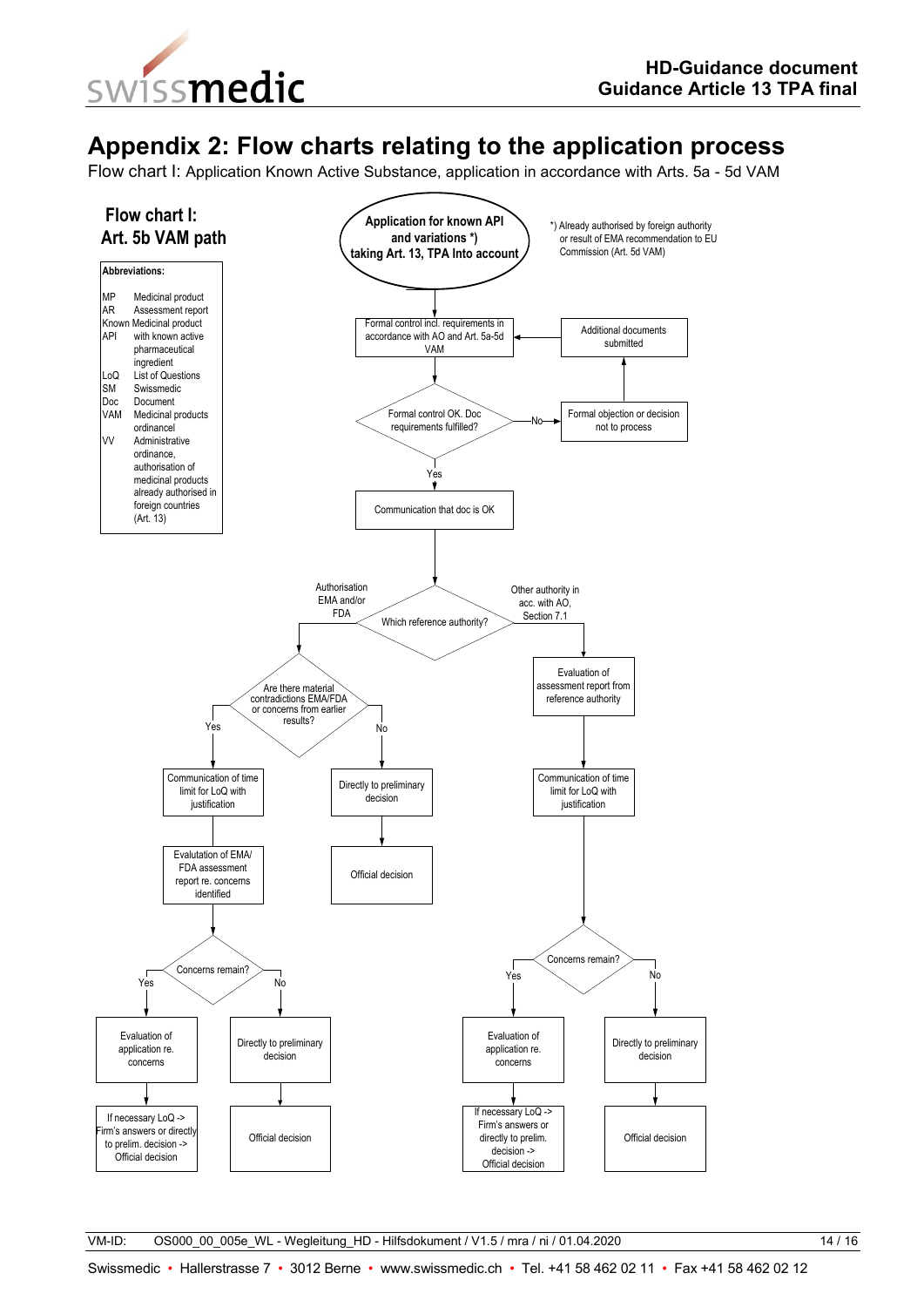# Appendix 2: Flow charts relating to the application process

Flow chart I: Application Known Active Substance, application in accordance with Arts. 5a - 5d VAM

**Flow chart I: Art. 5b VAM path**

**Abbreviations:**

| | |
|---|---|
| MP | Medicinal product |
| AR | Assessment report |
| Known Medicinal product API | with known active pharmaceutical ingredient |
| LoQ | List of Questions |
| SM | Swissmedic |
| Doc | Document |
| VAM | Medicinal products ordinancel |
| VV | Administrative ordinance, authorisation of medicinal products already authorised in foreign countries (Art. 13) |

**Application for known API and variations *) taking Art. 13, TPA Into account**

*) Already authorised by foreign authority or result of EMA recommendation to EU Commission (Art. 5d VAM)

- Formal control incl. requirements in accordance with AO and Art. 5a-5d VAM
- Formal control OK. Doc requirements fulfilled?
  - No → Formal objection or decision not to process → Additional documents submitted → (back to formal control)
  - Yes → Communication that doc is OK
- Which reference authority?
  - Authorisation EMA and/or FDA → Are there material contradictions EMA/FDA or concerns from earlier results?
    - Yes → Communication of time limit for LoQ with justification → Evalutation of EMA/ FDA assessment report re. concerns identified → Concerns remain?
      - Yes → Evaluation of application re. concerns → If necessary LoQ -> Firm's answers or directly to prelim. decision -> Official decision
      - No → Directly to preliminary decision → Official decision
    - No → Directly to preliminary decision → Official decision
  - Other authority in acc. with AO, Section 7.1 → Evaluation of assessment report from reference authority → Communication of time limit for LoQ with justification → Concerns remain?
    - Yes → Evaluation of application re. concerns → If necessary LoQ -> Firm's answers or directly to prelim. decision -> Official decision
    - No → Directly to preliminary decision → Official decision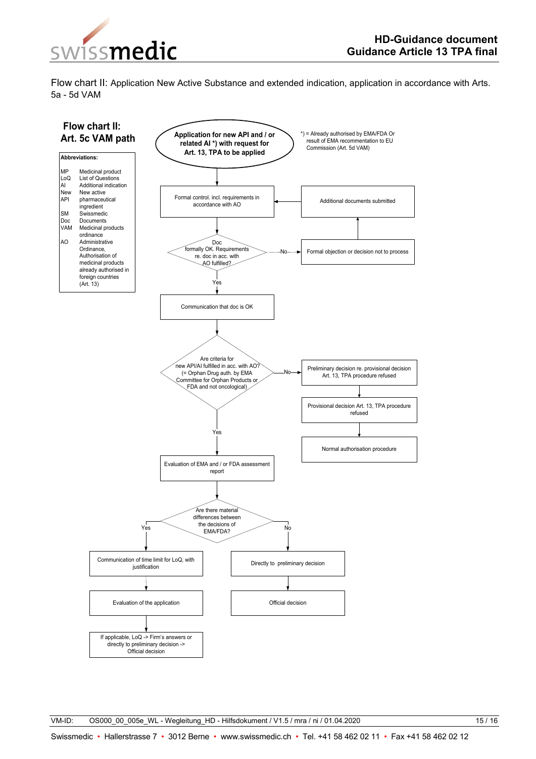Flow chart II: Application New Active Substance and extended indication, application in accordance with Arts. 5a - 5d VAM

## Flow chart II: Art. 5c VAM path

**Abbreviations:**

| | |
|---|---|
| MP | Medicinal product |
| LoQ | List of Questions |
| AI | Additional indication |
| New API | New active pharmaceutical ingredient |
| SM | Swissmedic |
| Doc | Documents |
| VAM | Medicinal products ordinance |
| AO | Administrative Ordinance, Authorisation of medicinal products already authorised in foreign countries (Art. 13) |

**Application for new API and / or related AI *) with request for Art. 13, TPA to be applied**

*) = Already authorised by EMA/FDA Or result of EMA recommentation to EU Commission (Art. 5d VAM)

- Formal control. incl. requirements in accordance with AO
- Doc formally OK. Requirements re. doc in acc. with AO fulfilled?
  - No → Formal objection or decision not to process → Additional documents submitted → (back to) Formal control. incl. requirements in accordance with AO
  - Yes → Communication that doc is OK
- Are criteria for new API/AI fulfilled in acc. with AO? (= Orphan Drug auth. by EMA Committee for Orphan Products or FDA and not oncological)
  - No → Preliminary decision re. provisional decision Art. 13, TPA procedure refused → Provisional decision Art. 13, TPA procedure refused → Normal authorisation procedure
  - Yes → Evaluation of EMA and / or FDA assessment report
- Are there material differences between the decisions of EMA/FDA?
  - Yes → Communication of time limit for LoQ, with justification → Evaluation of the application → If applicable, LoQ -> Firm's answers or directly to preliminary decision -> Official decision
  - No → Directly to preliminary decision → Official decision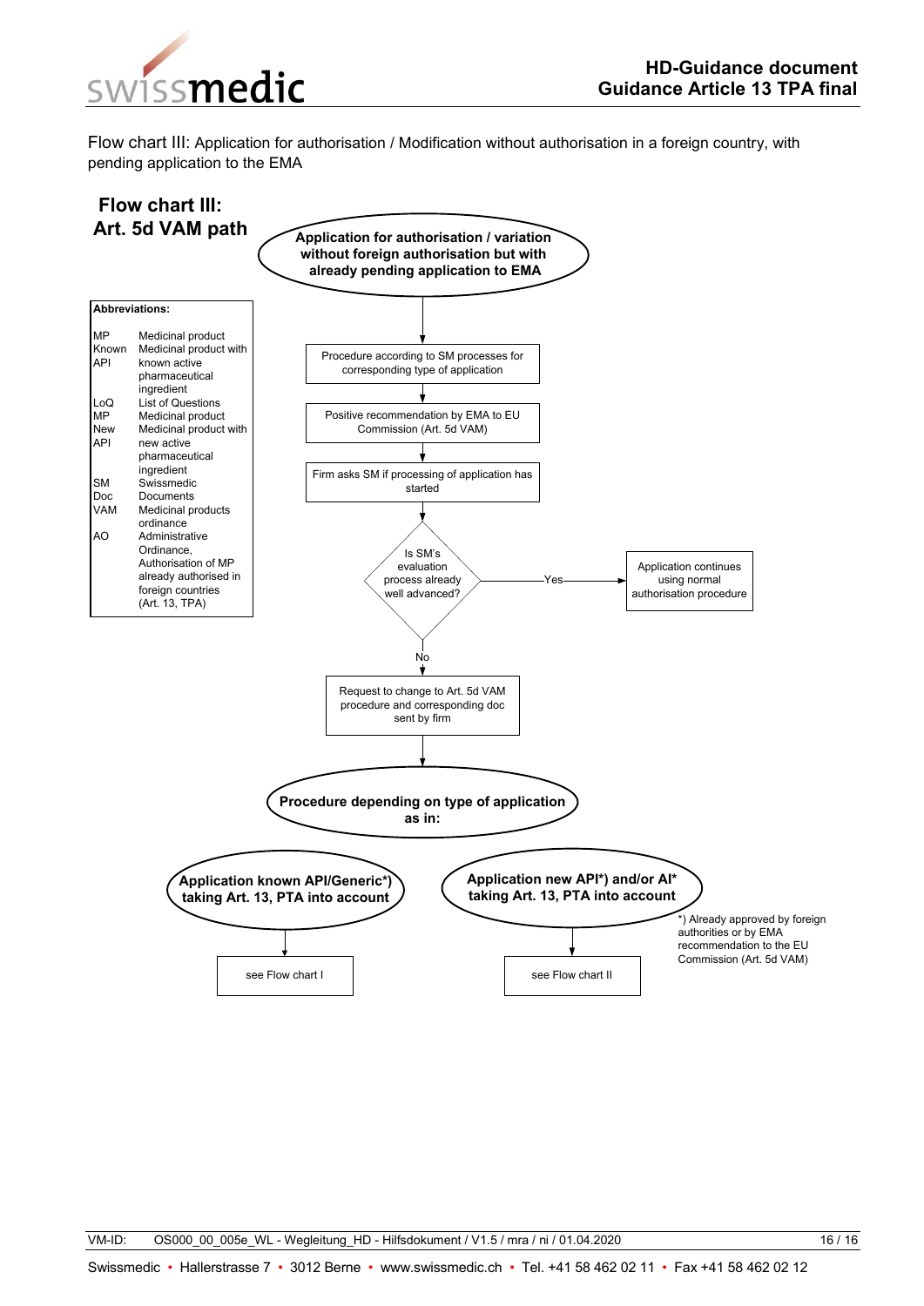Flow chart III: Application for authorisation / Modification without authorisation in a foreign country, with pending application to the EMA

**Flow chart III: Art. 5d VAM path**

**Application for authorisation / variation without foreign authorisation but with already pending application to EMA**

**Abbreviations:**

| | |
|---|---|
| MP | Medicinal product |
| Known API | Medicinal product with known active pharmaceutical ingredient |
| LoQ | List of Questions |
| MP New API | Medicinal product Medicinal product with new active pharmaceutical ingredient |
| SM | Swissmedic |
| Doc | Documents |
| VAM | Medicinal products ordinance |
| AO | Administrative Ordinance, Authorisation of MP already authorised in foreign countries (Art. 13, TPA) |

Procedure according to SM processes for corresponding type of application

Positive recommendation by EMA to EU Commission (Art. 5d VAM)

Firm asks SM if processing of application has started

Is SM's evaluation process already well advanced?

Yes

Application continues using normal authorisation procedure

No

Request to change to Art. 5d VAM procedure and corresponding doc sent by firm

**Procedure depending on type of application as in:**

**Application known API/Generic\*) taking Art. 13, PTA into account**

see Flow chart I

**Application new API\*) and/or AI\* taking Art. 13, PTA into account**

see Flow chart II

\*) Already approved by foreign authorities or by EMA recommendation to the EU Commission (Art. 5d VAM)

VM-ID: OS000_00_005e_WL - Wegleitung_HD - Hilfsdokument / V1.5 / mra / ni / 01.04.2020

Swissmedic • Hallerstrasse 7 • 3012 Berne • www.swissmedic.ch • Tel. +41 58 462 02 11 • Fax +41 58 462 02 12